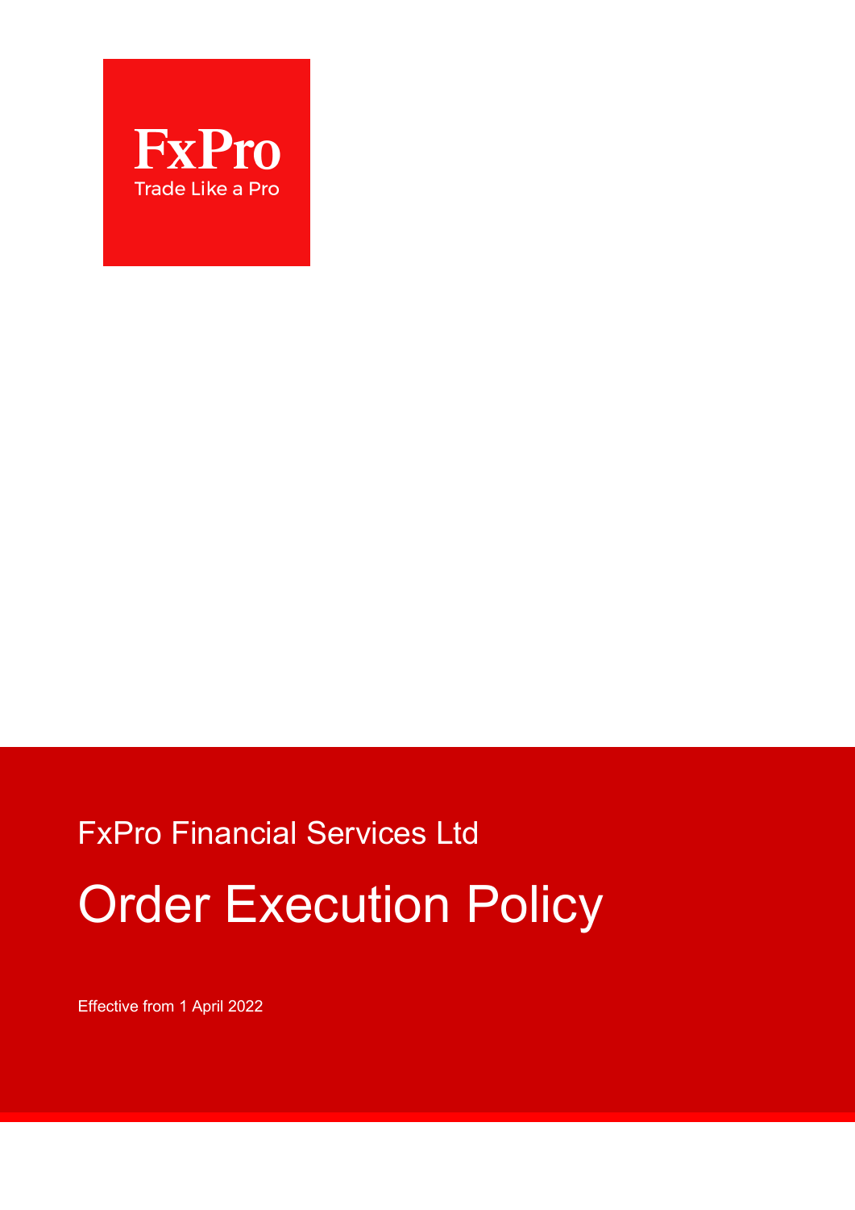FxPro

Trade Like a Pro

FxPro Financial Services Ltd

# Order Execution Policy

Effective from 1 April 2022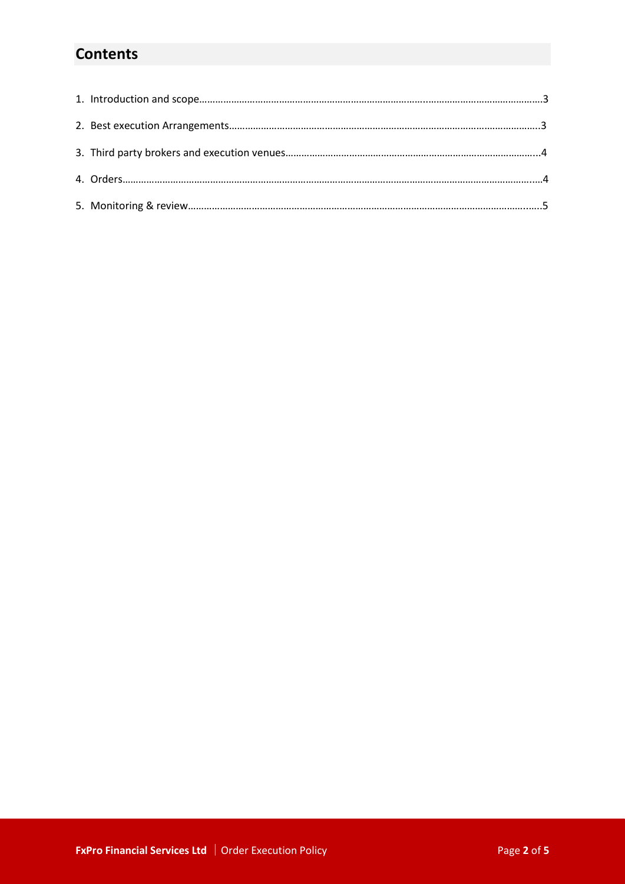## Contents

1. Introduction and scope……………………………………………………………………………………………………………3
2. Best execution Arrangements………………………………………………………………………………………………….3
3. Third party brokers and execution venues…………………………………………………………………………...4
4. Orders………………………………………………………………………………………………………………………………….....4
5. Monitoring & review………………………………………………………………………………………………………….…..5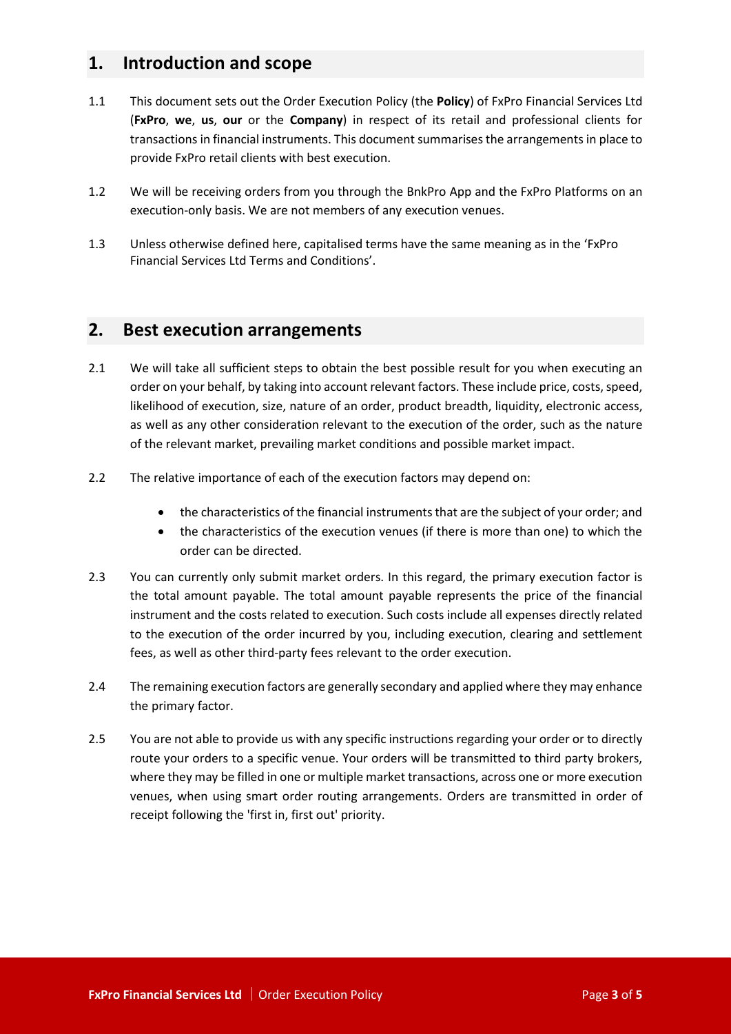## 1. Introduction and scope

1.1 This document sets out the Order Execution Policy (the **Policy**) of FxPro Financial Services Ltd (**FxPro**, **we**, **us**, **our** or the **Company**) in respect of its retail and professional clients for transactions in financial instruments. This document summarises the arrangements in place to provide FxPro retail clients with best execution.

1.2 We will be receiving orders from you through the BnkPro App and the FxPro Platforms on an execution-only basis. We are not members of any execution venues.

1.3 Unless otherwise defined here, capitalised terms have the same meaning as in the 'FxPro Financial Services Ltd Terms and Conditions'.

## 2. Best execution arrangements

2.1 We will take all sufficient steps to obtain the best possible result for you when executing an order on your behalf, by taking into account relevant factors. These include price, costs, speed, likelihood of execution, size, nature of an order, product breadth, liquidity, electronic access, as well as any other consideration relevant to the execution of the order, such as the nature of the relevant market, prevailing market conditions and possible market impact.

2.2 The relative importance of each of the execution factors may depend on:

- the characteristics of the financial instruments that are the subject of your order; and
- the characteristics of the execution venues (if there is more than one) to which the order can be directed.

2.3 You can currently only submit market orders. In this regard, the primary execution factor is the total amount payable. The total amount payable represents the price of the financial instrument and the costs related to execution. Such costs include all expenses directly related to the execution of the order incurred by you, including execution, clearing and settlement fees, as well as other third-party fees relevant to the order execution.

2.4 The remaining execution factors are generally secondary and applied where they may enhance the primary factor.

2.5 You are not able to provide us with any specific instructions regarding your order or to directly route your orders to a specific venue. Your orders will be transmitted to third party brokers, where they may be filled in one or multiple market transactions, across one or more execution venues, when using smart order routing arrangements. Orders are transmitted in order of receipt following the 'first in, first out' priority.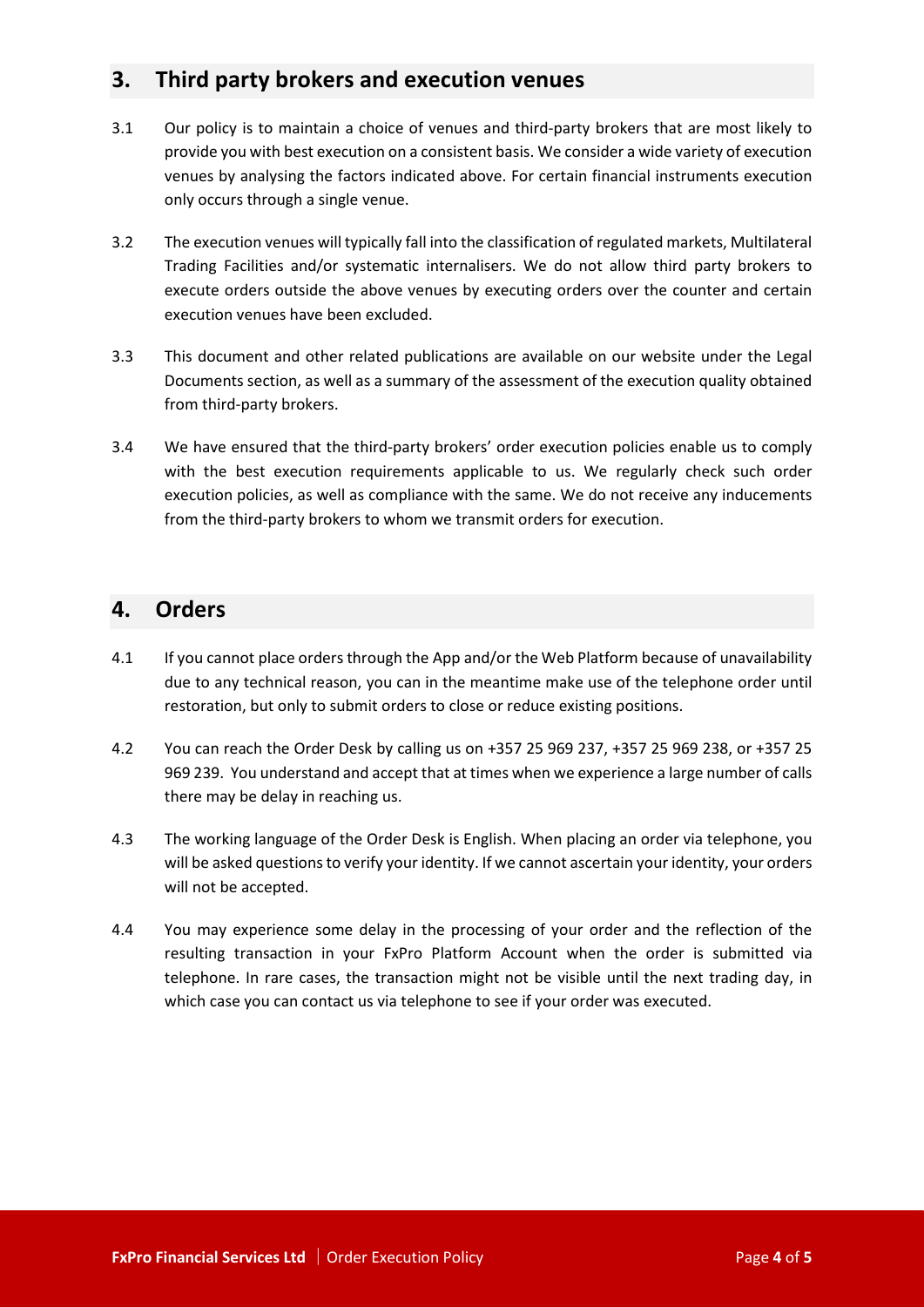## 3. Third party brokers and execution venues

3.1 Our policy is to maintain a choice of venues and third-party brokers that are most likely to provide you with best execution on a consistent basis. We consider a wide variety of execution venues by analysing the factors indicated above. For certain financial instruments execution only occurs through a single venue.

3.2 The execution venues will typically fall into the classification of regulated markets, Multilateral Trading Facilities and/or systematic internalisers. We do not allow third party brokers to execute orders outside the above venues by executing orders over the counter and certain execution venues have been excluded.

3.3 This document and other related publications are available on our website under the Legal Documents section, as well as a summary of the assessment of the execution quality obtained from third-party brokers.

3.4 We have ensured that the third-party brokers' order execution policies enable us to comply with the best execution requirements applicable to us. We regularly check such order execution policies, as well as compliance with the same. We do not receive any inducements from the third-party brokers to whom we transmit orders for execution.

## 4. Orders

4.1 If you cannot place orders through the App and/or the Web Platform because of unavailability due to any technical reason, you can in the meantime make use of the telephone order until restoration, but only to submit orders to close or reduce existing positions.

4.2 You can reach the Order Desk by calling us on +357 25 969 237, +357 25 969 238, or +357 25 969 239. You understand and accept that at times when we experience a large number of calls there may be delay in reaching us.

4.3 The working language of the Order Desk is English. When placing an order via telephone, you will be asked questions to verify your identity. If we cannot ascertain your identity, your orders will not be accepted.

4.4 You may experience some delay in the processing of your order and the reflection of the resulting transaction in your FxPro Platform Account when the order is submitted via telephone. In rare cases, the transaction might not be visible until the next trading day, in which case you can contact us via telephone to see if your order was executed.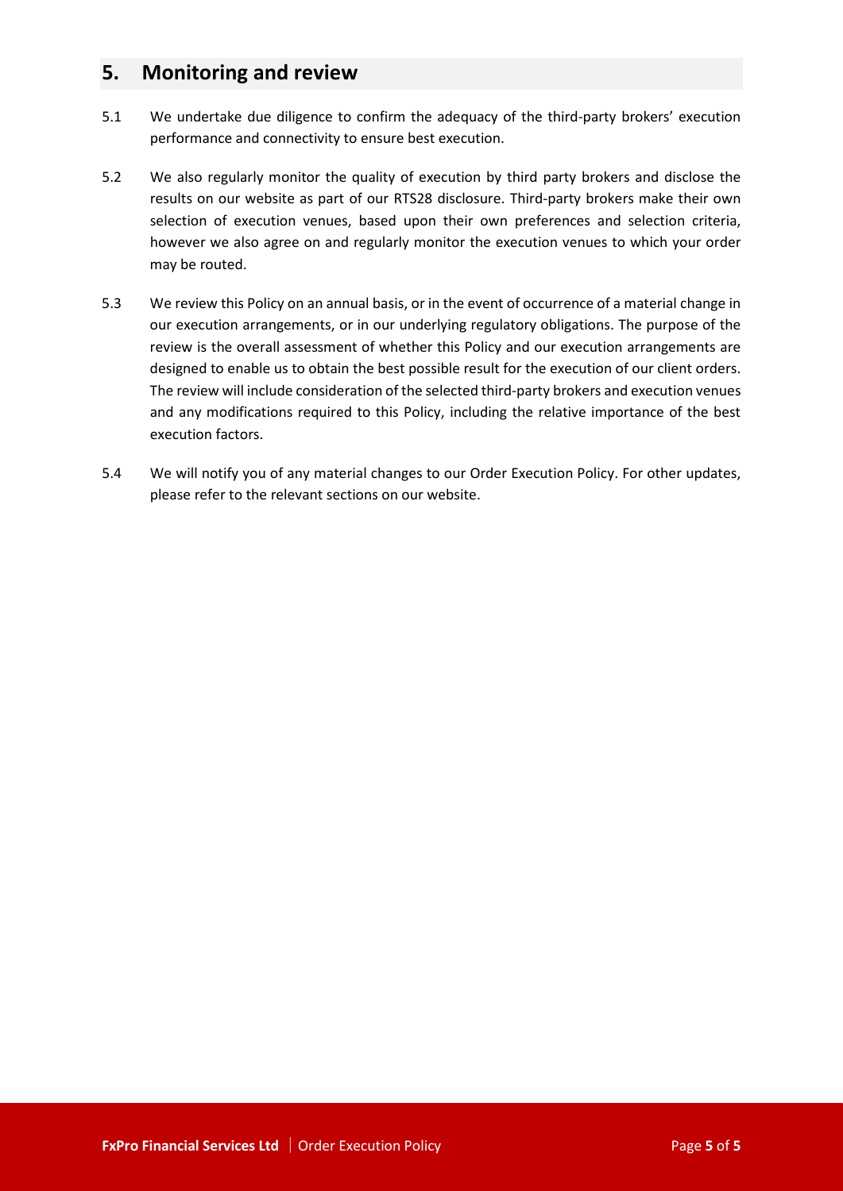## 5. Monitoring and review

5.1 We undertake due diligence to confirm the adequacy of the third-party brokers' execution performance and connectivity to ensure best execution.

5.2 We also regularly monitor the quality of execution by third party brokers and disclose the results on our website as part of our RTS28 disclosure. Third-party brokers make their own selection of execution venues, based upon their own preferences and selection criteria, however we also agree on and regularly monitor the execution venues to which your order may be routed.

5.3 We review this Policy on an annual basis, or in the event of occurrence of a material change in our execution arrangements, or in our underlying regulatory obligations. The purpose of the review is the overall assessment of whether this Policy and our execution arrangements are designed to enable us to obtain the best possible result for the execution of our client orders. The review will include consideration of the selected third-party brokers and execution venues and any modifications required to this Policy, including the relative importance of the best execution factors.

5.4 We will notify you of any material changes to our Order Execution Policy. For other updates, please refer to the relevant sections on our website.